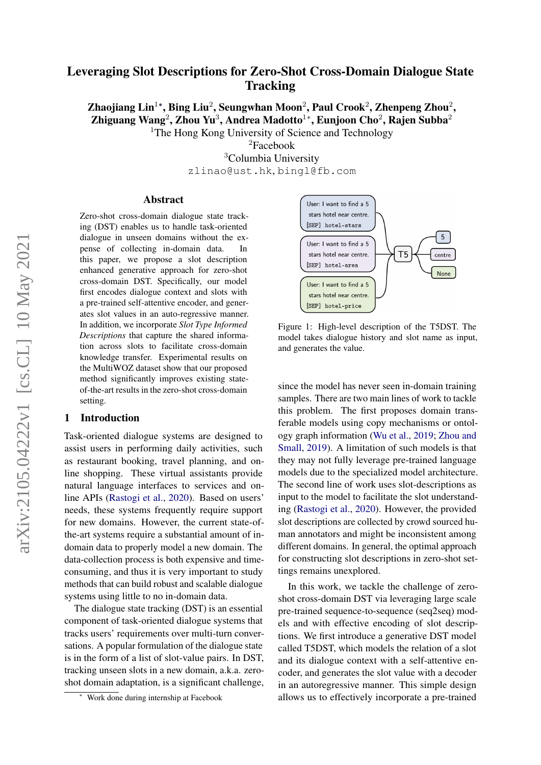# Leveraging Slot Descriptions for Zero-Shot Cross-Domain Dialogue State Tracking

**Zhaojiang Lin[1*], Bing Liu[2], Seungwhan Moon[2], Paul Crook[2], Zhenpeng Zhou[2], Zhiguang Wang[2], Zhou Yu[3], Andrea Madotto[1*], Eunjoon Cho[2], Rajen Subba[2]**

[1]The Hong Kong University of Science and Technology

[2]Facebook

[3]Columbia University

zlinao@ust.hk, bingl@fb.com

## Abstract

Zero-shot cross-domain dialogue state tracking (DST) enables us to handle task-oriented dialogue in unseen domains without the expense of collecting in-domain data. In this paper, we propose a slot description enhanced generative approach for zero-shot cross-domain DST. Specifically, our model first encodes dialogue context and slots with a pre-trained self-attentive encoder, and generates slot values in an auto-regressive manner. In addition, we incorporate *Slot Type Informed Descriptions* that capture the shared information across slots to facilitate cross-domain knowledge transfer. Experimental results on the MultiWOZ dataset show that our proposed method significantly improves existing state-of-the-art results in the zero-shot cross-domain setting.

## 1 Introduction

Task-oriented dialogue systems are designed to assist users in performing daily activities, such as restaurant booking, travel planning, and online shopping. These virtual assistants provide natural language interfaces to services and online APIs (Rastogi et al., 2020). Based on users' needs, these systems frequently require support for new domains. However, the current state-of-the-art systems require a substantial amount of in-domain data to properly model a new domain. The data-collection process is both expensive and time-consuming, and thus it is very important to study methods that can build robust and scalable dialogue systems using little to no in-domain data.

The dialogue state tracking (DST) is an essential component of task-oriented dialogue systems that tracks users' requirements over multi-turn conversations. A popular formulation of the dialogue state is in the form of a list of slot-value pairs. In DST, tracking unseen slots in a new domain, a.k.a. zero-shot domain adaptation, is a significant challenge, since the model has never seen in-domain training samples. There are two main lines of work to tackle this problem. The first proposes domain transferable models using copy mechanisms or ontology graph information (Wu et al., 2019; Zhou and Small, 2019). A limitation of such models is that they may not fully leverage pre-trained language models due to the specialized model architecture. The second line of work uses slot-descriptions as input to the model to facilitate the slot understanding (Rastogi et al., 2020). However, the provided slot descriptions are collected by crowd sourced human annotators and might be inconsistent among different domains. In general, the optimal approach for constructing slot descriptions in zero-shot settings remains unexplored.

User: I want to find a 5 stars hotel near centre. [SEP] hotel-stars

User: I want to find a 5 stars hotel near centre. [SEP] hotel-area

User: I want to find a 5 stars hotel near centre. [SEP] hotel-price

T5 → 5 / centre / None

Figure 1: High-level description of the T5DST. The model takes dialogue history and slot name as input, and generates the value.

In this work, we tackle the challenge of zero-shot cross-domain DST via leveraging large scale pre-trained sequence-to-sequence (seq2seq) models and with effective encoding of slot descriptions. We first introduce a generative DST model called T5DST, which models the relation of a slot and its dialogue context with a self-attentive encoder, and generates the slot value with a decoder in an autoregressive manner. This simple design allows us to effectively incorporate a pre-trained

[*] Work done during internship at Facebook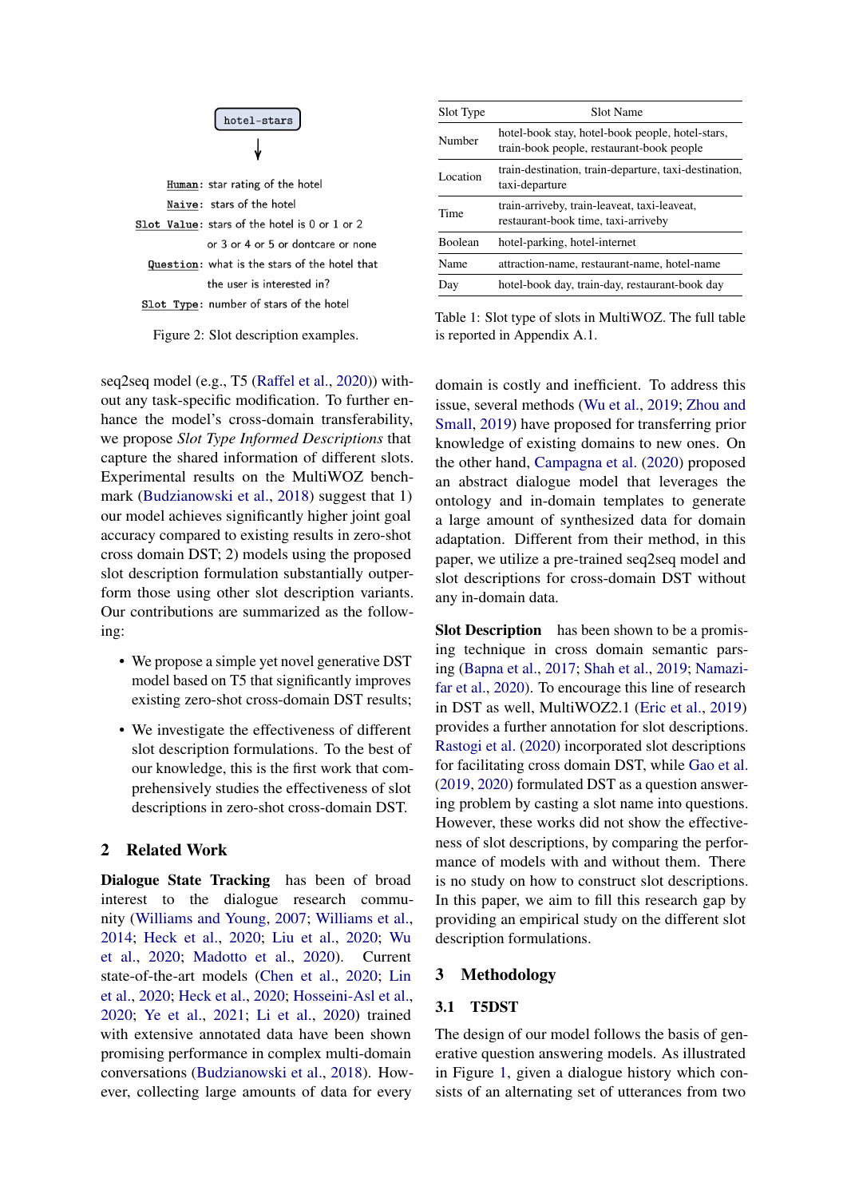```
hotel-stars
    ↓
Human: star rating of the hotel
Naive: stars of the hotel
Slot Value: stars of the hotel is 0 or 1 or 2
            or 3 or 4 or 5 or dontcare or none
Question: what is the stars of the hotel that
          the user is interested in?
Slot Type: number of stars of the hotel
```

Figure 2: Slot description examples.

| Slot Type | Slot Name |
|---|---|
| Number | hotel-book stay, hotel-book people, hotel-stars, train-book people, restaurant-book people |
| Location | train-destination, train-departure, taxi-destination, taxi-departure |
| Time | train-arriveby, train-leaveat, taxi-leaveat, restaurant-book time, taxi-arriveby |
| Boolean | hotel-parking, hotel-internet |
| Name | attraction-name, restaurant-name, hotel-name |
| Day | hotel-book day, train-day, restaurant-book day |

Table 1: Slot type of slots in MultiWOZ. The full table is reported in Appendix A.1.

seq2seq model (e.g., T5 (Raffel et al., 2020)) without any task-specific modification. To further enhance the model's cross-domain transferability, we propose *Slot Type Informed Descriptions* that capture the shared information of different slots. Experimental results on the MultiWOZ benchmark (Budzianowski et al., 2018) suggest that 1) our model achieves significantly higher joint goal accuracy compared to existing results in zero-shot cross domain DST; 2) models using the proposed slot description formulation substantially outperform those using other slot description variants. Our contributions are summarized as the following:

- We propose a simple yet novel generative DST model based on T5 that significantly improves existing zero-shot cross-domain DST results;
- We investigate the effectiveness of different slot description formulations. To the best of our knowledge, this is the first work that comprehensively studies the effectiveness of slot descriptions in zero-shot cross-domain DST.

## 2 Related Work

**Dialogue State Tracking** has been of broad interest to the dialogue research community (Williams and Young, 2007; Williams et al., 2014; Heck et al., 2020; Liu et al., 2020; Wu et al., 2020; Madotto et al., 2020). Current state-of-the-art models (Chen et al., 2020; Lin et al., 2020; Heck et al., 2020; Hosseini-Asl et al., 2020; Ye et al., 2021; Li et al., 2020) trained with extensive annotated data have been shown promising performance in complex multi-domain conversations (Budzianowski et al., 2018). However, collecting large amounts of data for every domain is costly and inefficient. To address this issue, several methods (Wu et al., 2019; Zhou and Small, 2019) have proposed for transferring prior knowledge of existing domains to new ones. On the other hand, Campagna et al. (2020) proposed an abstract dialogue model that leverages the ontology and in-domain templates to generate a large amount of synthesized data for domain adaptation. Different from their method, in this paper, we utilize a pre-trained seq2seq model and slot descriptions for cross-domain DST without any in-domain data.

**Slot Description** has been shown to be a promising technique in cross domain semantic parsing (Bapna et al., 2017; Shah et al., 2019; Namazifar et al., 2020). To encourage this line of research in DST as well, MultiWOZ2.1 (Eric et al., 2019) provides a further annotation for slot descriptions. Rastogi et al. (2020) incorporated slot descriptions for facilitating cross domain DST, while Gao et al. (2019, 2020) formulated DST as a question answering problem by casting a slot name into questions. However, these works did not show the effectiveness of slot descriptions, by comparing the performance of models with and without them. There is no study on how to construct slot descriptions. In this paper, we aim to fill this research gap by providing an empirical study on the different slot description formulations.

## 3 Methodology

### 3.1 T5DST

The design of our model follows the basis of generative question answering models. As illustrated in Figure 1, given a dialogue history which consists of an alternating set of utterances from two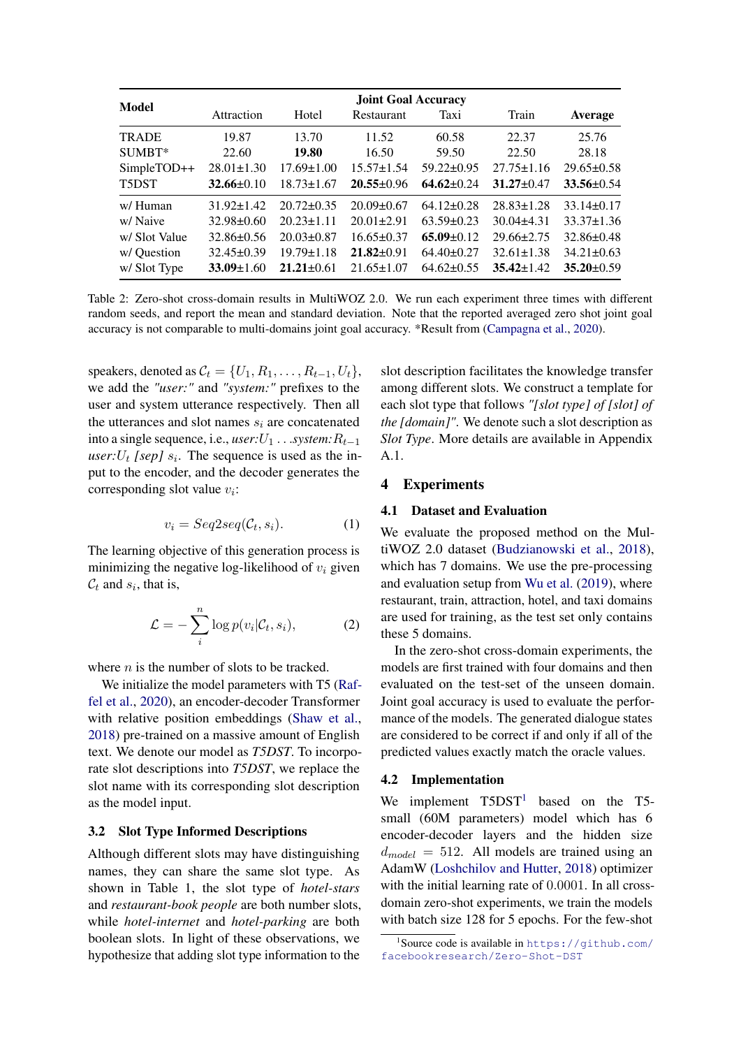| Model | Joint Goal Accuracy | | | | | |
|---|---|---|---|---|---|---|
| | Attraction | Hotel | Restaurant | Taxi | Train | **Average** |
| TRADE | 19.87 | 13.70 | 11.52 | 60.58 | 22.37 | 25.76 |
| SUMBT* | 22.60 | **19.80** | 16.50 | 59.50 | 22.50 | 28.18 |
| SimpleTOD++ | 28.01±1.30 | 17.69±1.00 | 15.57±1.54 | 59.22±0.95 | 27.75±1.16 | 29.65±0.58 |
| T5DST | **32.66**±0.10 | 18.73±1.67 | **20.55**±0.96 | **64.62**±0.24 | **31.27**±0.47 | **33.56**±0.54 |
| w/ Human | 31.92±1.42 | 20.72±0.35 | 20.09±0.67 | 64.12±0.28 | 28.83±1.28 | 33.14±0.17 |
| w/ Naive | 32.98±0.60 | 20.23±1.11 | 20.01±2.91 | 63.59±0.23 | 30.04±4.31 | 33.37±1.36 |
| w/ Slot Value | 32.86±0.56 | 20.03±0.87 | 16.65±0.37 | **65.09**±0.12 | 29.66±2.75 | 32.86±0.48 |
| w/ Question | 32.45±0.39 | 19.79±1.18 | **21.82**±0.91 | 64.40±0.27 | 32.61±1.38 | 34.21±0.63 |
| w/ Slot Type | **33.09**±1.60 | **21.21**±0.61 | 21.65±1.07 | 64.62±0.55 | **35.42**±1.42 | **35.20**±0.59 |

Table 2: Zero-shot cross-domain results in MultiWOZ 2.0. We run each experiment three times with different random seeds, and report the mean and standard deviation. Note that the reported averaged zero shot joint goal accuracy is not comparable to multi-domains joint goal accuracy. *Result from (Campagna et al., 2020).

speakers, denoted as $\mathcal{C}_t = \{U_1, R_1, \ldots, R_{t-1}, U_t\}$, we add the *"user:"* and *"system:"* prefixes to the user and system utterance respectively. Then all the utterances and slot names $s_i$ are concatenated into a single sequence, i.e., *user:*$U_1 \ldots$*system:*$R_{t-1}$ *user:*$U_t$ *[sep]* $s_i$. The sequence is used as the input to the encoder, and the decoder generates the corresponding slot value $v_i$:

$$v_i = Seq2seq(\mathcal{C}_t, s_i). \tag{1}$$

The learning objective of this generation process is minimizing the negative log-likelihood of $v_i$ given $\mathcal{C}_t$ and $s_i$, that is,

$$\mathcal{L} = -\sum_{i}^{n} \log p(v_i|\mathcal{C}_t, s_i), \tag{2}$$

where $n$ is the number of slots to be tracked.

We initialize the model parameters with T5 (Raffel et al., 2020), an encoder-decoder Transformer with relative position embeddings (Shaw et al., 2018) pre-trained on a massive amount of English text. We denote our model as *T5DST*. To incorporate slot descriptions into *T5DST*, we replace the slot name with its corresponding slot description as the model input.

### 3.2 Slot Type Informed Descriptions

Although different slots may have distinguishing names, they can share the same slot type. As shown in Table 1, the slot type of *hotel-stars* and *restaurant-book people* are both number slots, while *hotel-internet* and *hotel-parking* are both boolean slots. In light of these observations, we hypothesize that adding slot type information to the slot description facilitates the knowledge transfer among different slots. We construct a template for each slot type that follows *"[slot type] of [slot] of the [domain]"*. We denote such a slot description as *Slot Type*. More details are available in Appendix A.1.

## 4 Experiments

### 4.1 Dataset and Evaluation

We evaluate the proposed method on the MultiWOZ 2.0 dataset (Budzianowski et al., 2018), which has 7 domains. We use the pre-processing and evaluation setup from Wu et al. (2019), where restaurant, train, attraction, hotel, and taxi domains are used for training, as the test set only contains these 5 domains.

In the zero-shot cross-domain experiments, the models are first trained with four domains and then evaluated on the test-set of the unseen domain. Joint goal accuracy is used to evaluate the performance of the models. The generated dialogue states are considered to be correct if and only if all of the predicted values exactly match the oracle values.

### 4.2 Implementation

We implement T5DST[1] based on the T5-small (60M parameters) model which has 6 encoder-decoder layers and the hidden size $d_{model} = 512$. All models are trained using an AdamW (Loshchilov and Hutter, 2018) optimizer with the initial learning rate of $0.0001$. In all cross-domain zero-shot experiments, we train the models with batch size 128 for 5 epochs. For the few-shot

[1] Source code is available in https://github.com/facebookresearch/Zero-Shot-DST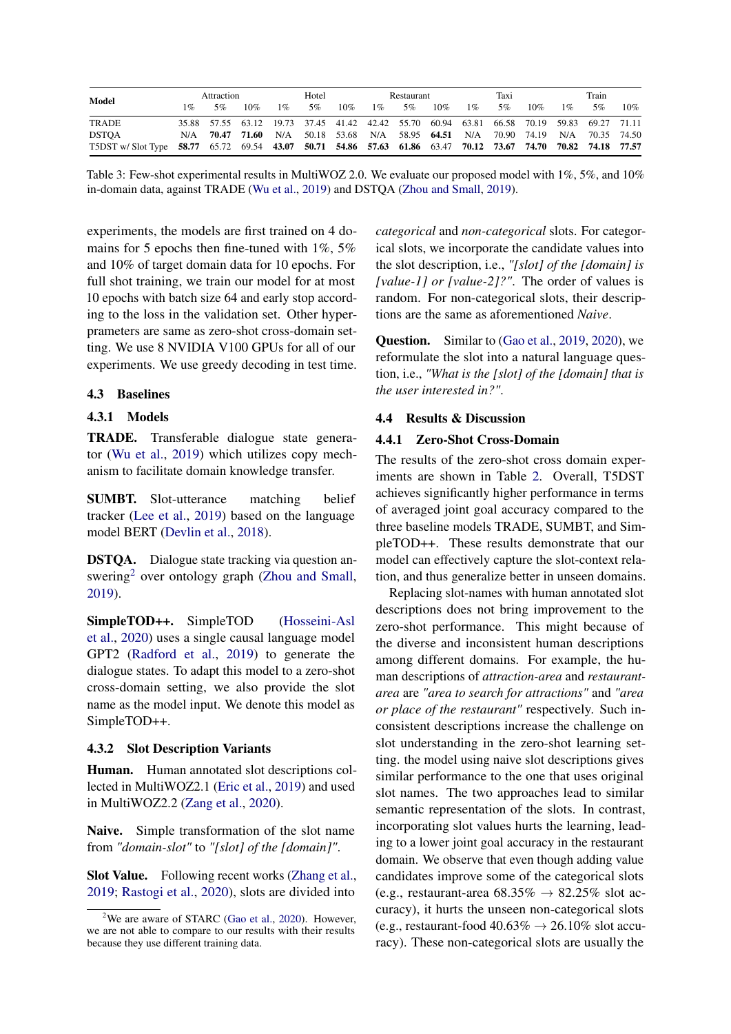| Model | Attraction | | | Hotel | | | Restaurant | | | Taxi | | | Train | | |
|---|---|---|---|---|---|---|---|---|---|---|---|---|---|---|---|
| | 1% | 5% | 10% | 1% | 5% | 10% | 1% | 5% | 10% | 1% | 5% | 10% | 1% | 5% | 10% |
| TRADE | 35.88 | 57.55 | 63.12 | 19.73 | 37.45 | 41.42 | 42.42 | 55.70 | 60.94 | 63.81 | 66.58 | 70.19 | 59.83 | 69.27 | 71.11 |
| DSTQA | N/A | **70.47** | **71.60** | N/A | 50.18 | 53.68 | N/A | 58.95 | **64.51** | N/A | 70.90 | 74.19 | N/A | 70.35 | 74.50 |
| T5DST w/ Slot Type | **58.77** | 65.72 | 69.54 | **43.07** | **50.71** | **54.86** | **57.63** | **61.86** | 63.47 | **70.12** | **73.67** | **74.70** | **70.82** | **74.18** | **77.57** |

Table 3: Few-shot experimental results in MultiWOZ 2.0. We evaluate our proposed model with 1%, 5%, and 10% in-domain data, against TRADE (Wu et al., 2019) and DSTQA (Zhou and Small, 2019).

experiments, the models are first trained on 4 domains for 5 epochs then fine-tuned with 1%, 5% and 10% of target domain data for 10 epochs. For full shot training, we train our model for at most 10 epochs with batch size 64 and early stop according to the loss in the validation set. Other hyperpameters are same as zero-shot cross-domain setting. We use 8 NVIDIA V100 GPUs for all of our experiments. We use greedy decoding in test time.

## 4.3 Baselines

### 4.3.1 Models

**TRADE.** Transferable dialogue state generator (Wu et al., 2019) which utilizes copy mechanism to facilitate domain knowledge transfer.

**SUMBT.** Slot-utterance matching belief tracker (Lee et al., 2019) based on the language model BERT (Devlin et al., 2018).

**DSTQA.** Dialogue state tracking via question answering[2] over ontology graph (Zhou and Small, 2019).

**SimpleTOD++.** SimpleTOD (Hosseini-Asl et al., 2020) uses a single causal language model GPT2 (Radford et al., 2019) to generate the dialogue states. To adapt this model to a zero-shot cross-domain setting, we also provide the slot name as the model input. We denote this model as SimpleTOD++.

### 4.3.2 Slot Description Variants

**Human.** Human annotated slot descriptions collected in MultiWOZ2.1 (Eric et al., 2019) and used in MultiWOZ2.2 (Zang et al., 2020).

**Naive.** Simple transformation of the slot name from *"domain-slot"* to *"[slot] of the [domain]"*.

**Slot Value.** Following recent works (Zhang et al., 2019; Rastogi et al., 2020), slots are divided into *categorical* and *non-categorical* slots. For categorical slots, we incorporate the candidate values into the slot description, i.e., *"[slot] of the [domain] is [value-1] or [value-2]?"*. The order of values is random. For non-categorical slots, their descriptions are the same as aforementioned *Naive*.

**Question.** Similar to (Gao et al., 2019, 2020), we reformulate the slot into a natural language question, i.e., *"What is the [slot] of the [domain] that is the user interested in?"*.

## 4.4 Results & Discussion

### 4.4.1 Zero-Shot Cross-Domain

The results of the zero-shot cross domain experiments are shown in Table 2. Overall, T5DST achieves significantly higher performance in terms of averaged joint goal accuracy compared to the three baseline models TRADE, SUMBT, and SimpleTOD++. These results demonstrate that our model can effectively capture the slot-context relation, and thus generalize better in unseen domains.

Replacing slot-names with human annotated slot descriptions does not bring improvement to the zero-shot performance. This might because of the diverse and inconsistent human descriptions among different domains. For example, the human descriptions of *attraction-area* and *restaurant-area* are *"area to search for attractions"* and *"area or place of the restaurant"* respectively. Such inconsistent descriptions increase the challenge on slot understanding in the zero-shot learning setting. the model using naive slot descriptions gives similar performance to the one that uses original slot names. The two approaches lead to similar semantic representation of the slots. In contrast, incorporating slot values hurts the learning, leading to a lower joint goal accuracy in the restaurant domain. We observe that even though adding value candidates improve some of the categorical slots (e.g., restaurant-area 68.35% → 82.25% slot accuracy), it hurts the unseen non-categorical slots (e.g., restaurant-food 40.63% → 26.10% slot accuracy). These non-categorical slots are usually the

[2] We are aware of STARC (Gao et al., 2020). However, we are not able to compare to our results with their results because they use different training data.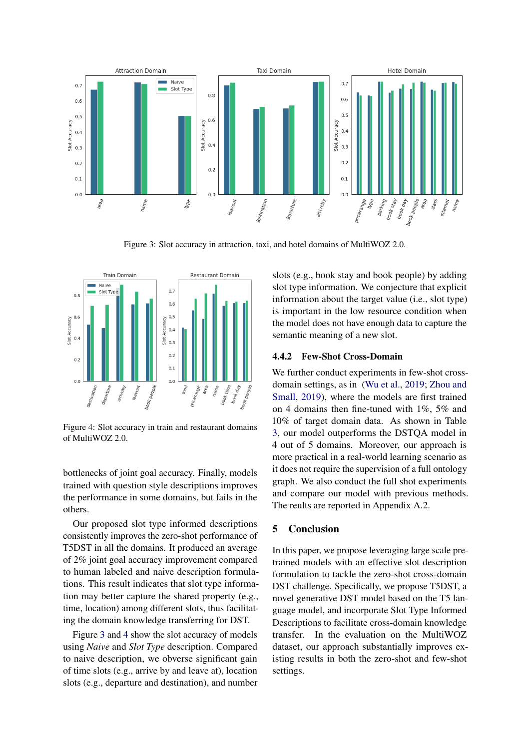Figure 3: Slot accuracy in attraction, taxi, and hotel domains of MultiWOZ 2.0.

Figure 4: Slot accuracy in train and restaurant domains of MultiWOZ 2.0.

bottlenecks of joint goal accuracy. Finally, models trained with question style descriptions improves the performance in some domains, but fails in the others.

Our proposed slot type informed descriptions consistently improves the zero-shot performance of T5DST in all the domains. It produced an average of 2% joint goal accuracy improvement compared to human labeled and naive description formulations. This result indicates that slot type information may better capture the shared property (e.g., time, location) among different slots, thus facilitating the domain knowledge transferring for DST.

Figure 3 and 4 show the slot accuracy of models using *Naive* and *Slot Type* description. Compared to naive description, we obverse significant gain of time slots (e.g., arrive by and leave at), location slots (e.g., departure and destination), and number slots (e.g., book stay and book people) by adding slot type information. We conjecture that explicit information about the target value (i.e., slot type) is important in the low resource condition when the model does not have enough data to capture the semantic meaning of a new slot.

### 4.4.2 Few-Shot Cross-Domain

We further conduct experiments in few-shot cross-domain settings, as in (Wu et al., 2019; Zhou and Small, 2019), where the models are first trained on 4 domains then fine-tuned with 1%, 5% and 10% of target domain data. As shown in Table 3, our model outperforms the DSTQA model in 4 out of 5 domains. Moreover, our approach is more practical in a real-world learning scenario as it does not require the supervision of a full ontology graph. We also conduct the full shot experiments and compare our model with previous methods. The reults are reported in Appendix A.2.

## 5 Conclusion

In this paper, we propose leveraging large scale pretrained models with an effective slot description formulation to tackle the zero-shot cross-domain DST challenge. Specifically, we propose T5DST, a novel generative DST model based on the T5 language model, and incorporate Slot Type Informed Descriptions to facilitate cross-domain knowledge transfer. In the evaluation on the MultiWOZ dataset, our approach substantially improves existing results in both the zero-shot and few-shot settings.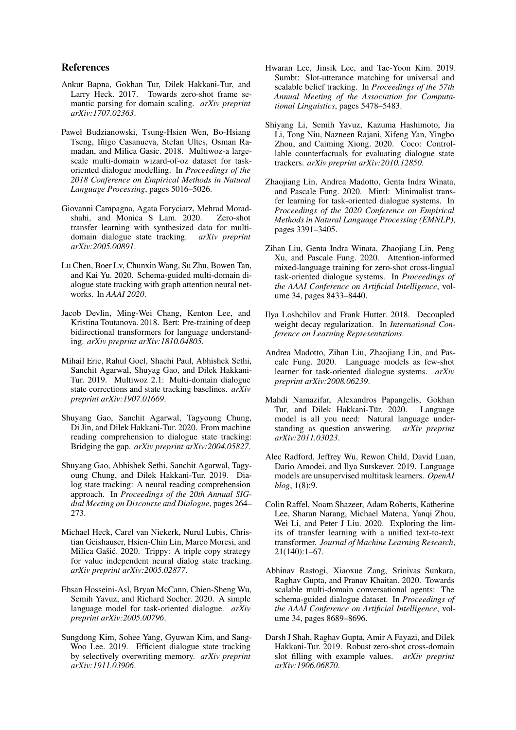## References

Ankur Bapna, Gokhan Tur, Dilek Hakkani-Tur, and Larry Heck. 2017. Towards zero-shot frame semantic parsing for domain scaling. *arXiv preprint arXiv:1707.02363*.

Paweł Budzianowski, Tsung-Hsien Wen, Bo-Hsiang Tseng, Iñigo Casanueva, Stefan Ultes, Osman Ramadan, and Milica Gasic. 2018. Multiwoz-a large-scale multi-domain wizard-of-oz dataset for task-oriented dialogue modelling. In *Proceedings of the 2018 Conference on Empirical Methods in Natural Language Processing*, pages 5016–5026.

Giovanni Campagna, Agata Foryciarz, Mehrad Moradshahi, and Monica S Lam. 2020. Zero-shot transfer learning with synthesized data for multi-domain dialogue state tracking. *arXiv preprint arXiv:2005.00891*.

Lu Chen, Boer Lv, Chunxin Wang, Su Zhu, Bowen Tan, and Kai Yu. 2020. Schema-guided multi-domain dialogue state tracking with graph attention neural networks. In *AAAI 2020*.

Jacob Devlin, Ming-Wei Chang, Kenton Lee, and Kristina Toutanova. 2018. Bert: Pre-training of deep bidirectional transformers for language understanding. *arXiv preprint arXiv:1810.04805*.

Mihail Eric, Rahul Goel, Shachi Paul, Abhishek Sethi, Sanchit Agarwal, Shuyag Gao, and Dilek Hakkani-Tur. 2019. Multiwoz 2.1: Multi-domain dialogue state corrections and state tracking baselines. *arXiv preprint arXiv:1907.01669*.

Shuyang Gao, Sanchit Agarwal, Tagyoung Chung, Di Jin, and Dilek Hakkani-Tur. 2020. From machine reading comprehension to dialogue state tracking: Bridging the gap. *arXiv preprint arXiv:2004.05827*.

Shuyang Gao, Abhishek Sethi, Sanchit Agarwal, Tagyoung Chung, and Dilek Hakkani-Tur. 2019. Dialog state tracking: A neural reading comprehension approach. In *Proceedings of the 20th Annual SIGdial Meeting on Discourse and Dialogue*, pages 264–273.

Michael Heck, Carel van Niekerk, Nurul Lubis, Christian Geishauser, Hsien-Chin Lin, Marco Moresi, and Milica Gašić. 2020. Trippy: A triple copy strategy for value independent neural dialog state tracking. *arXiv preprint arXiv:2005.02877*.

Ehsan Hosseini-Asl, Bryan McCann, Chien-Sheng Wu, Semih Yavuz, and Richard Socher. 2020. A simple language model for task-oriented dialogue. *arXiv preprint arXiv:2005.00796*.

Sungdong Kim, Sohee Yang, Gyuwan Kim, and Sang-Woo Lee. 2019. Efficient dialogue state tracking by selectively overwriting memory. *arXiv preprint arXiv:1911.03906*.

Hwaran Lee, Jinsik Lee, and Tae-Yoon Kim. 2019. Sumbt: Slot-utterance matching for universal and scalable belief tracking. In *Proceedings of the 57th Annual Meeting of the Association for Computational Linguistics*, pages 5478–5483.

Shiyang Li, Semih Yavuz, Kazuma Hashimoto, Jia Li, Tong Niu, Nazneen Rajani, Xifeng Yan, Yingbo Zhou, and Caiming Xiong. 2020. Coco: Controllable counterfactuals for evaluating dialogue state trackers. *arXiv preprint arXiv:2010.12850*.

Zhaojiang Lin, Andrea Madotto, Genta Indra Winata, and Pascale Fung. 2020. Mintl: Minimalist transfer learning for task-oriented dialogue systems. In *Proceedings of the 2020 Conference on Empirical Methods in Natural Language Processing (EMNLP)*, pages 3391–3405.

Zihan Liu, Genta Indra Winata, Zhaojiang Lin, Peng Xu, and Pascale Fung. 2020. Attention-informed mixed-language training for zero-shot cross-lingual task-oriented dialogue systems. In *Proceedings of the AAAI Conference on Artificial Intelligence*, volume 34, pages 8433–8440.

Ilya Loshchilov and Frank Hutter. 2018. Decoupled weight decay regularization. In *International Conference on Learning Representations*.

Andrea Madotto, Zihan Liu, Zhaojiang Lin, and Pascale Fung. 2020. Language models as few-shot learner for task-oriented dialogue systems. *arXiv preprint arXiv:2008.06239*.

Mahdi Namazifar, Alexandros Papangelis, Gokhan Tur, and Dilek Hakkani-Tür. 2020. Language model is all you need: Natural language understanding as question answering. *arXiv preprint arXiv:2011.03023*.

Alec Radford, Jeffrey Wu, Rewon Child, David Luan, Dario Amodei, and Ilya Sutskever. 2019. Language models are unsupervised multitask learners. *OpenAI blog*, 1(8):9.

Colin Raffel, Noam Shazeer, Adam Roberts, Katherine Lee, Sharan Narang, Michael Matena, Yanqi Zhou, Wei Li, and Peter J Liu. 2020. Exploring the limits of transfer learning with a unified text-to-text transformer. *Journal of Machine Learning Research*, 21(140):1–67.

Abhinav Rastogi, Xiaoxue Zang, Srinivas Sunkara, Raghav Gupta, and Pranav Khaitan. 2020. Towards scalable multi-domain conversational agents: The schema-guided dialogue dataset. In *Proceedings of the AAAI Conference on Artificial Intelligence*, volume 34, pages 8689–8696.

Darsh J Shah, Raghav Gupta, Amir A Fayazi, and Dilek Hakkani-Tur. 2019. Robust zero-shot cross-domain slot filling with example values. *arXiv preprint arXiv:1906.06870*.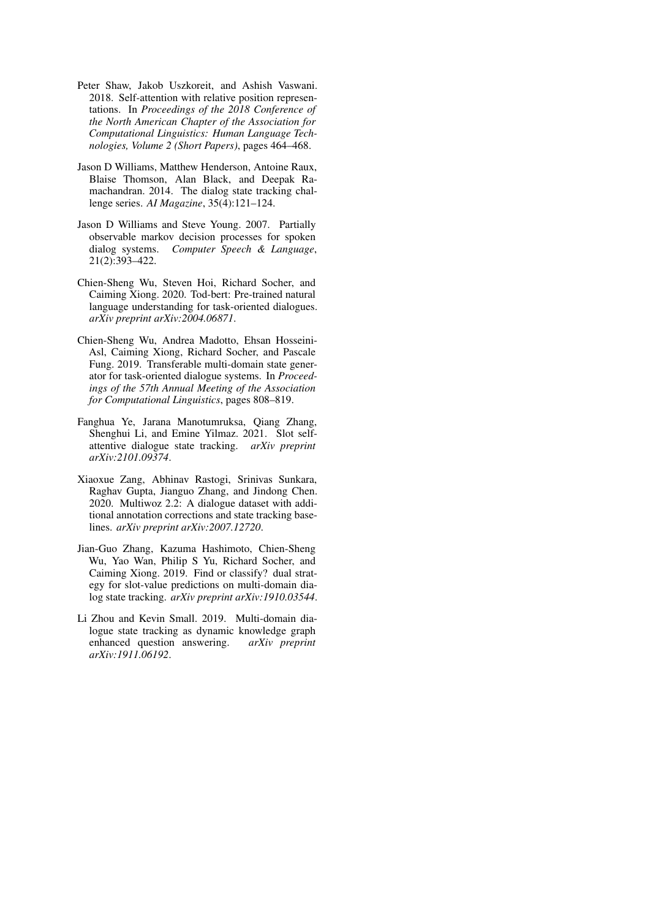Peter Shaw, Jakob Uszkoreit, and Ashish Vaswani. 2018. Self-attention with relative position representations. In *Proceedings of the 2018 Conference of the North American Chapter of the Association for Computational Linguistics: Human Language Technologies, Volume 2 (Short Papers)*, pages 464–468.

Jason D Williams, Matthew Henderson, Antoine Raux, Blaise Thomson, Alan Black, and Deepak Ramachandran. 2014. The dialog state tracking challenge series. *AI Magazine*, 35(4):121–124.

Jason D Williams and Steve Young. 2007. Partially observable markov decision processes for spoken dialog systems. *Computer Speech & Language*, 21(2):393–422.

Chien-Sheng Wu, Steven Hoi, Richard Socher, and Caiming Xiong. 2020. Tod-bert: Pre-trained natural language understanding for task-oriented dialogues. *arXiv preprint arXiv:2004.06871*.

Chien-Sheng Wu, Andrea Madotto, Ehsan Hosseini-Asl, Caiming Xiong, Richard Socher, and Pascale Fung. 2019. Transferable multi-domain state generator for task-oriented dialogue systems. In *Proceedings of the 57th Annual Meeting of the Association for Computational Linguistics*, pages 808–819.

Fanghua Ye, Jarana Manotumruksa, Qiang Zhang, Shenghui Li, and Emine Yilmaz. 2021. Slot self-attentive dialogue state tracking. *arXiv preprint arXiv:2101.09374*.

Xiaoxue Zang, Abhinav Rastogi, Srinivas Sunkara, Raghav Gupta, Jianguo Zhang, and Jindong Chen. 2020. Multiwoz 2.2: A dialogue dataset with additional annotation corrections and state tracking baselines. *arXiv preprint arXiv:2007.12720*.

Jian-Guo Zhang, Kazuma Hashimoto, Chien-Sheng Wu, Yao Wan, Philip S Yu, Richard Socher, and Caiming Xiong. 2019. Find or classify? dual strategy for slot-value predictions on multi-domain dialog state tracking. *arXiv preprint arXiv:1910.03544*.

Li Zhou and Kevin Small. 2019. Multi-domain dialogue state tracking as dynamic knowledge graph enhanced question answering. *arXiv preprint arXiv:1911.06192*.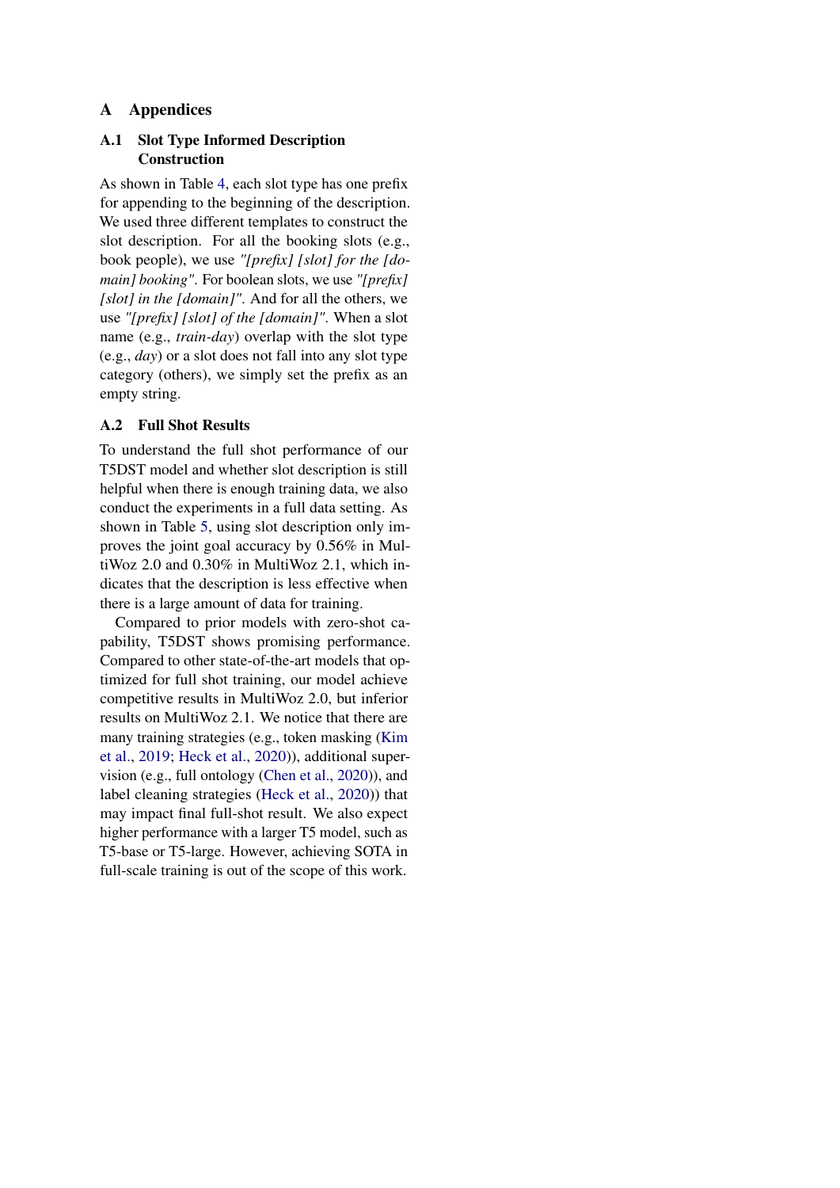# A Appendices

## A.1 Slot Type Informed Description Construction

As shown in Table 4, each slot type has one prefix for appending to the beginning of the description. We used three different templates to construct the slot description. For all the booking slots (e.g., book people), we use *"[prefix] [slot] for the [domain] booking"*. For boolean slots, we use *"[prefix] [slot] in the [domain]"*. And for all the others, we use *"[prefix] [slot] of the [domain]"*. When a slot name (e.g., *train-day*) overlap with the slot type (e.g., *day*) or a slot does not fall into any slot type category (others), we simply set the prefix as an empty string.

## A.2 Full Shot Results

To understand the full shot performance of our T5DST model and whether slot description is still helpful when there is enough training data, we also conduct the experiments in a full data setting. As shown in Table 5, using slot description only improves the joint goal accuracy by 0.56% in MultiWoz 2.0 and 0.30% in MultiWoz 2.1, which indicates that the description is less effective when there is a large amount of data for training.

Compared to prior models with zero-shot capability, T5DST shows promising performance. Compared to other state-of-the-art models that optimized for full shot training, our model achieve competitive results in MultiWoz 2.0, but inferior results on MultiWoz 2.1. We notice that there are many training strategies (e.g., token masking (Kim et al., 2019; Heck et al., 2020)), additional supervision (e.g., full ontology (Chen et al., 2020)), and label cleaning strategies (Heck et al., 2020)) that may impact final full-shot result. We also expect higher performance with a larger T5 model, such as T5-base or T5-large. However, achieving SOTA in full-scale training is out of the scope of this work.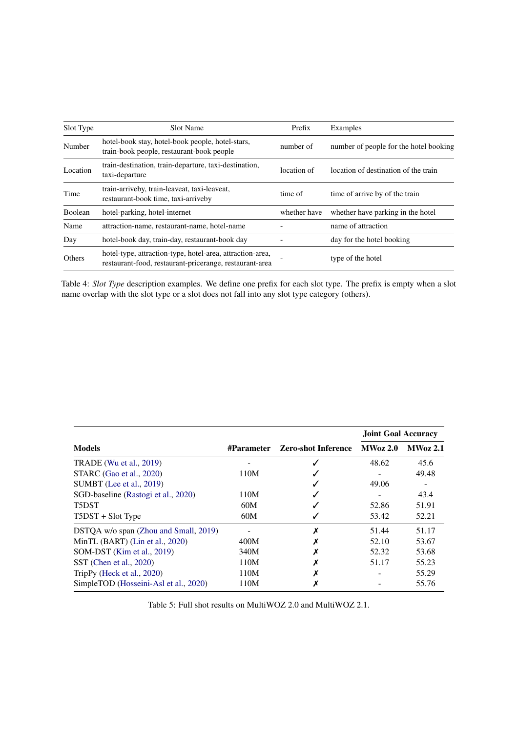| Slot Type | Slot Name | Prefix | Examples |
|---|---|---|---|
| Number | hotel-book stay, hotel-book people, hotel-stars, train-book people, restaurant-book people | number of | number of people for the hotel booking |
| Location | train-destination, train-departure, taxi-destination, taxi-departure | location of | location of destination of the train |
| Time | train-arriveby, train-leaveat, taxi-leaveat, restaurant-book time, taxi-arriveby | time of | time of arrive by of the train |
| Boolean | hotel-parking, hotel-internet | whether have | whether have parking in the hotel |
| Name | attraction-name, restaurant-name, hotel-name | - | name of attraction |
| Day | hotel-book day, train-day, restaurant-book day | - | day for the hotel booking |
| Others | hotel-type, attraction-type, hotel-area, attraction-area, restaurant-food, restaurant-pricerange, restaurant-area | - | type of the hotel |

Table 4: *Slot Type* description examples. We define one prefix for each slot type. The prefix is empty when a slot name overlap with the slot type or a slot does not fall into any slot type category (others).

| | | | Joint Goal Accuracy | |
|---|---|---|---|---|
| **Models** | **#Parameter** | **Zero-shot Inference** | **MWoz 2.0** | **MWoz 2.1** |
| TRADE (Wu et al., 2019) | - | ✓ | 48.62 | 45.6 |
| STARC (Gao et al., 2020) | 110M | ✓ | - | 49.48 |
| SUMBT (Lee et al., 2019) | | ✓ | 49.06 | - |
| SGD-baseline (Rastogi et al., 2020) | 110M | ✓ | - | 43.4 |
| T5DST | 60M | ✓ | 52.86 | 51.91 |
| T5DST + Slot Type | 60M | ✓ | 53.42 | 52.21 |
| DSTQA w/o span (Zhou and Small, 2019) | - | ✗ | 51.44 | 51.17 |
| MinTL (BART) (Lin et al., 2020) | 400M | ✗ | 52.10 | 53.67 |
| SOM-DST (Kim et al., 2019) | 340M | ✗ | 52.32 | 53.68 |
| SST (Chen et al., 2020) | 110M | ✗ | 51.17 | 55.23 |
| TripPy (Heck et al., 2020) | 110M | ✗ | - | 55.29 |
| SimpleTOD (Hosseini-Asl et al., 2020) | 110M | ✗ | - | 55.76 |

Table 5: Full shot results on MultiWOZ 2.0 and MultiWOZ 2.1.